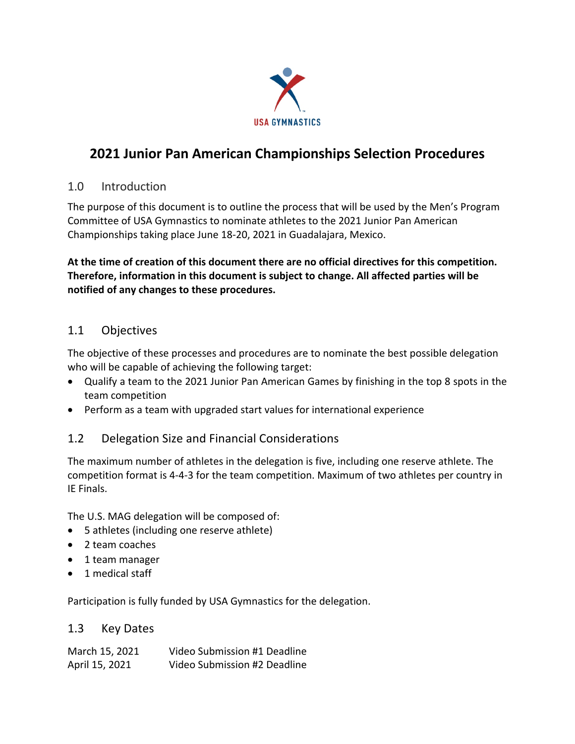USA GYMNASTICS

# 2021 Junior Pan American Championships Selection Procedures

## 1.0 Introduction

The purpose of this document is to outline the process that will be used by the Men's Program Committee of USA Gymnastics to nominate athletes to the 2021 Junior Pan American Championships taking place June 18-20, 2021 in Guadalajara, Mexico.

**At the time of creation of this document there are no official directives for this competition. Therefore, information in this document is subject to change. All affected parties will be notified of any changes to these procedures.**

## 1.1 Objectives

The objective of these processes and procedures are to nominate the best possible delegation who will be capable of achieving the following target:

- Qualify a team to the 2021 Junior Pan American Games by finishing in the top 8 spots in the team competition
- Perform as a team with upgraded start values for international experience

## 1.2 Delegation Size and Financial Considerations

The maximum number of athletes in the delegation is five, including one reserve athlete. The competition format is 4-4-3 for the team competition. Maximum of two athletes per country in IE Finals.

The U.S. MAG delegation will be composed of:

- 5 athletes (including one reserve athlete)
- 2 team coaches
- 1 team manager
- 1 medical staff

Participation is fully funded by USA Gymnastics for the delegation.

## 1.3 Key Dates

| | |
|---|---|
| March 15, 2021 | Video Submission #1 Deadline |
| April 15, 2021 | Video Submission #2 Deadline |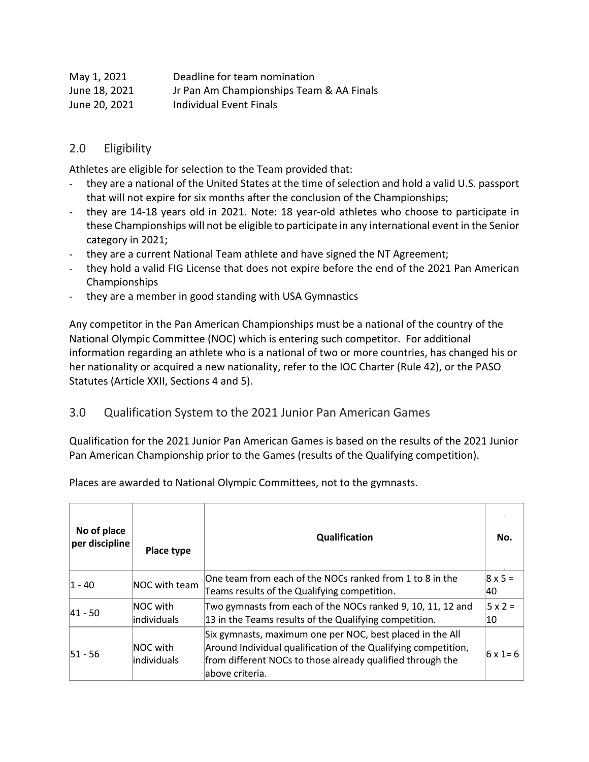| | |
|---|---|
| May 1, 2021 | Deadline for team nomination |
| June 18, 2021 | Jr Pan Am Championships Team & AA Finals |
| June 20, 2021 | Individual Event Finals |

## 2.0 Eligibility

Athletes are eligible for selection to the Team provided that:

- they are a national of the United States at the time of selection and hold a valid U.S. passport that will not expire for six months after the conclusion of the Championships;
- they are 14-18 years old in 2021. Note: 18 year-old athletes who choose to participate in these Championships will not be eligible to participate in any international event in the Senior category in 2021;
- they are a current National Team athlete and have signed the NT Agreement;
- they hold a valid FIG License that does not expire before the end of the 2021 Pan American Championships
- they are a member in good standing with USA Gymnastics

Any competitor in the Pan American Championships must be a national of the country of the National Olympic Committee (NOC) which is entering such competitor. For additional information regarding an athlete who is a national of two or more countries, has changed his or her nationality or acquired a new nationality, refer to the IOC Charter (Rule 42), or the PASO Statutes (Article XXII, Sections 4 and 5).

## 3.0 Qualification System to the 2021 Junior Pan American Games

Qualification for the 2021 Junior Pan American Games is based on the results of the 2021 Junior Pan American Championship prior to the Games (results of the Qualifying competition).

Places are awarded to National Olympic Committees, not to the gymnasts.

| No of place per discipline | Place type | Qualification | No. |
|---|---|---|---|
| 1 - 40 | NOC with team | One team from each of the NOCs ranked from 1 to 8 in the Teams results of the Qualifying competition. | 8 x 5 = 40 |
| 41 - 50 | NOC with individuals | Two gymnasts from each of the NOCs ranked 9, 10, 11, 12 and 13 in the Teams results of the Qualifying competition. | 5 x 2 = 10 |
| 51 - 56 | NOC with individuals | Six gymnasts, maximum one per NOC, best placed in the All Around Individual qualification of the Qualifying competition, from different NOCs to those already qualified through the above criteria. | 6 x 1= 6 |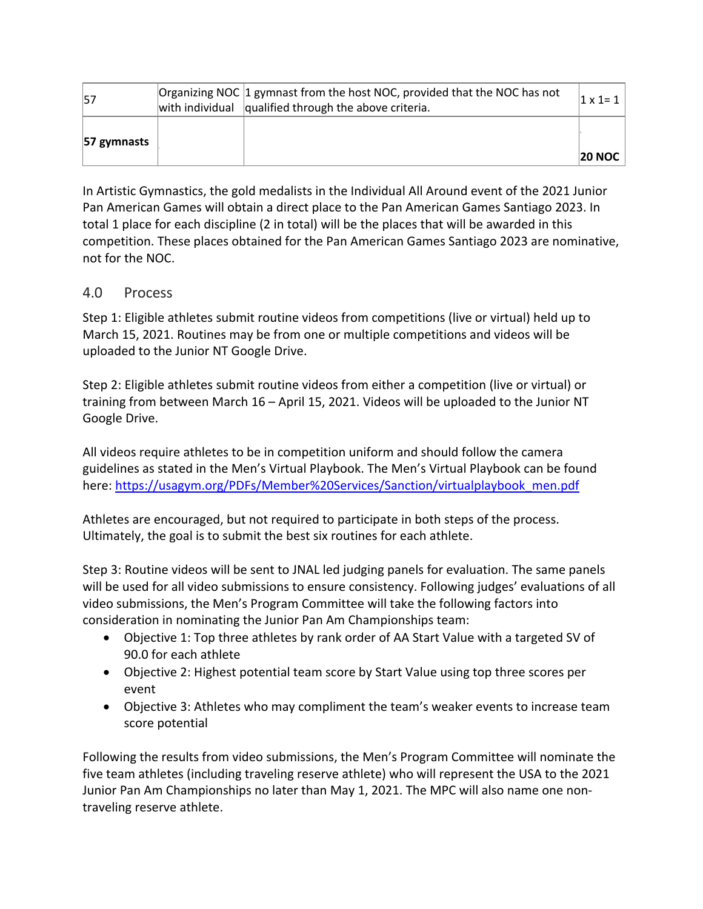| 57 | Organizing NOC with individual | 1 gymnast from the host NOC, provided that the NOC has not qualified through the above criteria. | 1 x 1= 1 |
| --- | --- | --- | --- |
| **57 gymnasts** | | | **20 NOC** |

In Artistic Gymnastics, the gold medalists in the Individual All Around event of the 2021 Junior Pan American Games will obtain a direct place to the Pan American Games Santiago 2023. In total 1 place for each discipline (2 in total) will be the places that will be awarded in this competition. These places obtained for the Pan American Games Santiago 2023 are nominative, not for the NOC.

## 4.0 Process

Step 1: Eligible athletes submit routine videos from competitions (live or virtual) held up to March 15, 2021. Routines may be from one or multiple competitions and videos will be uploaded to the Junior NT Google Drive.

Step 2: Eligible athletes submit routine videos from either a competition (live or virtual) or training from between March 16 – April 15, 2021. Videos will be uploaded to the Junior NT Google Drive.

All videos require athletes to be in competition uniform and should follow the camera guidelines as stated in the Men's Virtual Playbook. The Men's Virtual Playbook can be found here: https://usagym.org/PDFs/Member%20Services/Sanction/virtualplaybook_men.pdf

Athletes are encouraged, but not required to participate in both steps of the process. Ultimately, the goal is to submit the best six routines for each athlete.

Step 3: Routine videos will be sent to JNAL led judging panels for evaluation. The same panels will be used for all video submissions to ensure consistency. Following judges' evaluations of all video submissions, the Men's Program Committee will take the following factors into consideration in nominating the Junior Pan Am Championships team:

- Objective 1: Top three athletes by rank order of AA Start Value with a targeted SV of 90.0 for each athlete
- Objective 2: Highest potential team score by Start Value using top three scores per event
- Objective 3: Athletes who may compliment the team's weaker events to increase team score potential

Following the results from video submissions, the Men's Program Committee will nominate the five team athletes (including traveling reserve athlete) who will represent the USA to the 2021 Junior Pan Am Championships no later than May 1, 2021. The MPC will also name one non-traveling reserve athlete.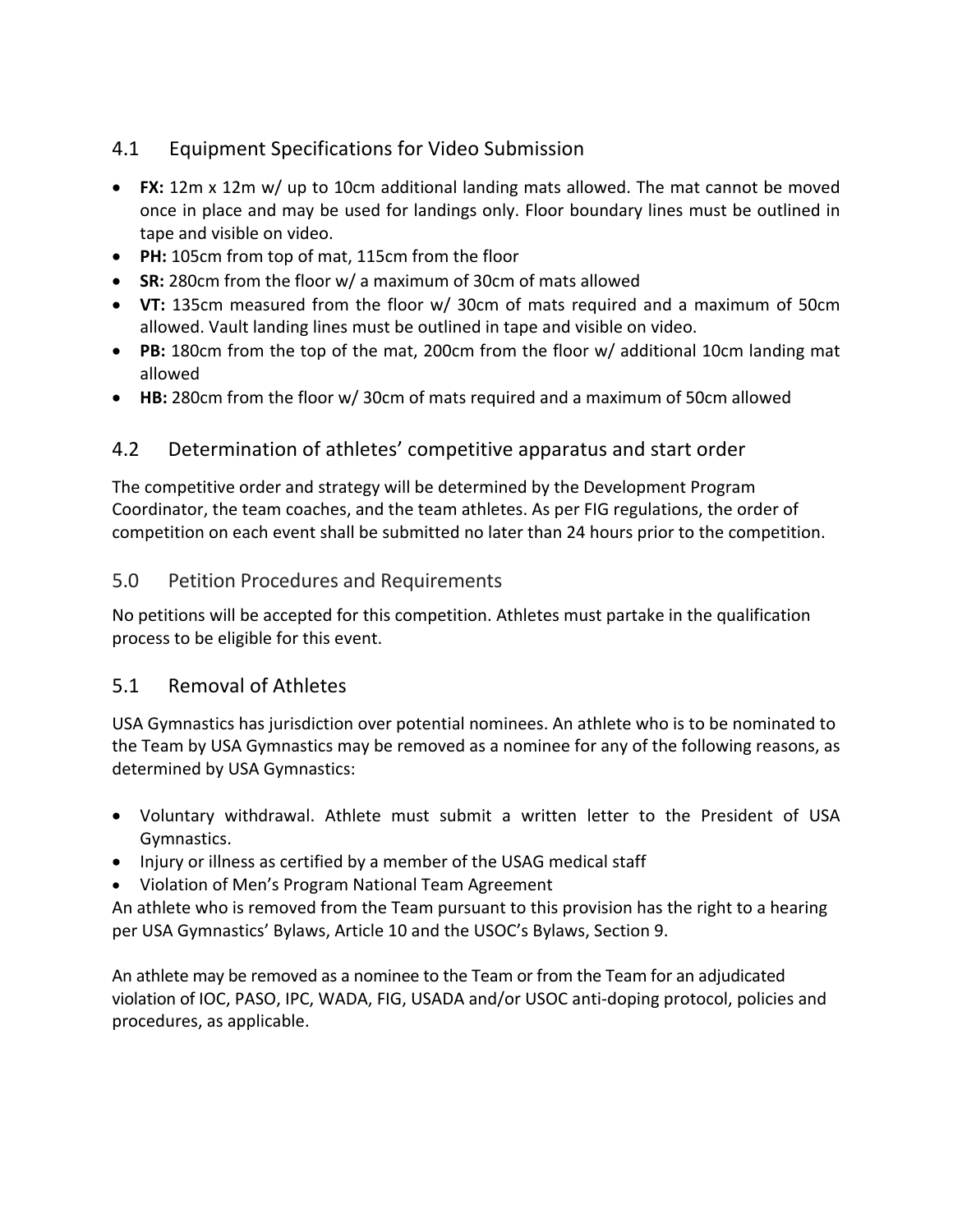## 4.1 Equipment Specifications for Video Submission

- **FX:** 12m x 12m w/ up to 10cm additional landing mats allowed. The mat cannot be moved once in place and may be used for landings only. Floor boundary lines must be outlined in tape and visible on video.
- **PH:** 105cm from top of mat, 115cm from the floor
- **SR:** 280cm from the floor w/ a maximum of 30cm of mats allowed
- **VT:** 135cm measured from the floor w/ 30cm of mats required and a maximum of 50cm allowed. Vault landing lines must be outlined in tape and visible on video.
- **PB:** 180cm from the top of the mat, 200cm from the floor w/ additional 10cm landing mat allowed
- **HB:** 280cm from the floor w/ 30cm of mats required and a maximum of 50cm allowed

## 4.2 Determination of athletes' competitive apparatus and start order

The competitive order and strategy will be determined by the Development Program Coordinator, the team coaches, and the team athletes. As per FIG regulations, the order of competition on each event shall be submitted no later than 24 hours prior to the competition.

## 5.0 Petition Procedures and Requirements

No petitions will be accepted for this competition. Athletes must partake in the qualification process to be eligible for this event.

## 5.1 Removal of Athletes

USA Gymnastics has jurisdiction over potential nominees. An athlete who is to be nominated to the Team by USA Gymnastics may be removed as a nominee for any of the following reasons, as determined by USA Gymnastics:

- Voluntary withdrawal. Athlete must submit a written letter to the President of USA Gymnastics.
- Injury or illness as certified by a member of the USAG medical staff
- Violation of Men's Program National Team Agreement

An athlete who is removed from the Team pursuant to this provision has the right to a hearing per USA Gymnastics' Bylaws, Article 10 and the USOC's Bylaws, Section 9.

An athlete may be removed as a nominee to the Team or from the Team for an adjudicated violation of IOC, PASO, IPC, WADA, FIG, USADA and/or USOC anti-doping protocol, policies and procedures, as applicable.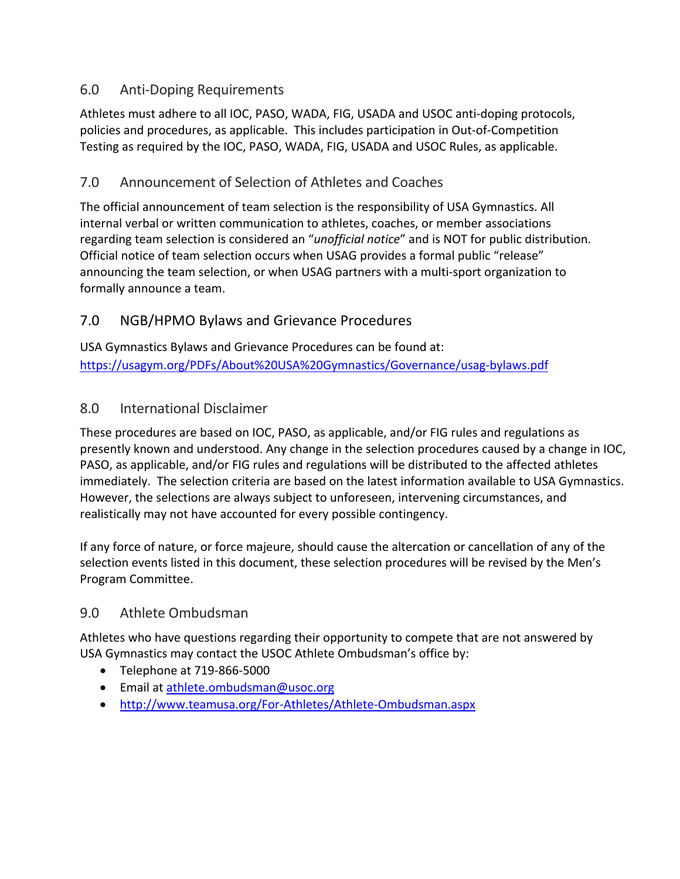## 6.0 Anti-Doping Requirements

Athletes must adhere to all IOC, PASO, WADA, FIG, USADA and USOC anti-doping protocols, policies and procedures, as applicable. This includes participation in Out-of-Competition Testing as required by the IOC, PASO, WADA, FIG, USADA and USOC Rules, as applicable.

## 7.0 Announcement of Selection of Athletes and Coaches

The official announcement of team selection is the responsibility of USA Gymnastics. All internal verbal or written communication to athletes, coaches, or member associations regarding team selection is considered an "*unofficial notice*" and is NOT for public distribution. Official notice of team selection occurs when USAG provides a formal public "release" announcing the team selection, or when USAG partners with a multi-sport organization to formally announce a team.

## 7.0 NGB/HPMO Bylaws and Grievance Procedures

USA Gymnastics Bylaws and Grievance Procedures can be found at:
https://usagym.org/PDFs/About%20USA%20Gymnastics/Governance/usag-bylaws.pdf

## 8.0 International Disclaimer

These procedures are based on IOC, PASO, as applicable, and/or FIG rules and regulations as presently known and understood. Any change in the selection procedures caused by a change in IOC, PASO, as applicable, and/or FIG rules and regulations will be distributed to the affected athletes immediately. The selection criteria are based on the latest information available to USA Gymnastics. However, the selections are always subject to unforeseen, intervening circumstances, and realistically may not have accounted for every possible contingency.

If any force of nature, or force majeure, should cause the altercation or cancellation of any of the selection events listed in this document, these selection procedures will be revised by the Men's Program Committee.

## 9.0 Athlete Ombudsman

Athletes who have questions regarding their opportunity to compete that are not answered by USA Gymnastics may contact the USOC Athlete Ombudsman's office by:

- Telephone at 719-866-5000
- Email at athlete.ombudsman@usoc.org
- http://www.teamusa.org/For-Athletes/Athlete-Ombudsman.aspx